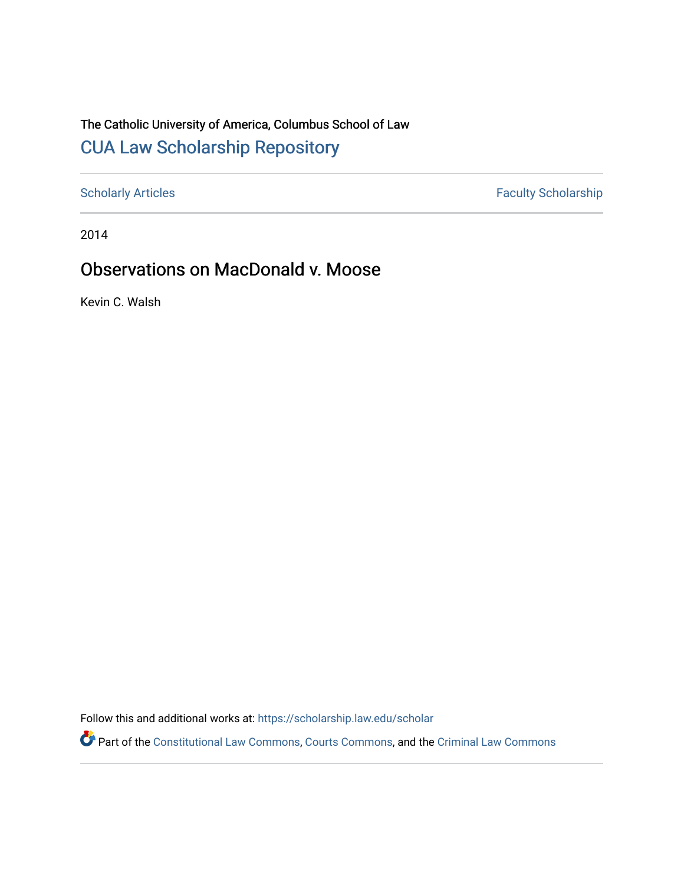The Catholic University of America, Columbus School of Law

# CUA Law Scholarship Repository

Scholarly Articles | Faculty Scholarship

2014

## Observations on MacDonald v. Moose

Kevin C. Walsh

Follow this and additional works at: https://scholarship.law.edu/scholar

Part of the Constitutional Law Commons, Courts Commons, and the Criminal Law Commons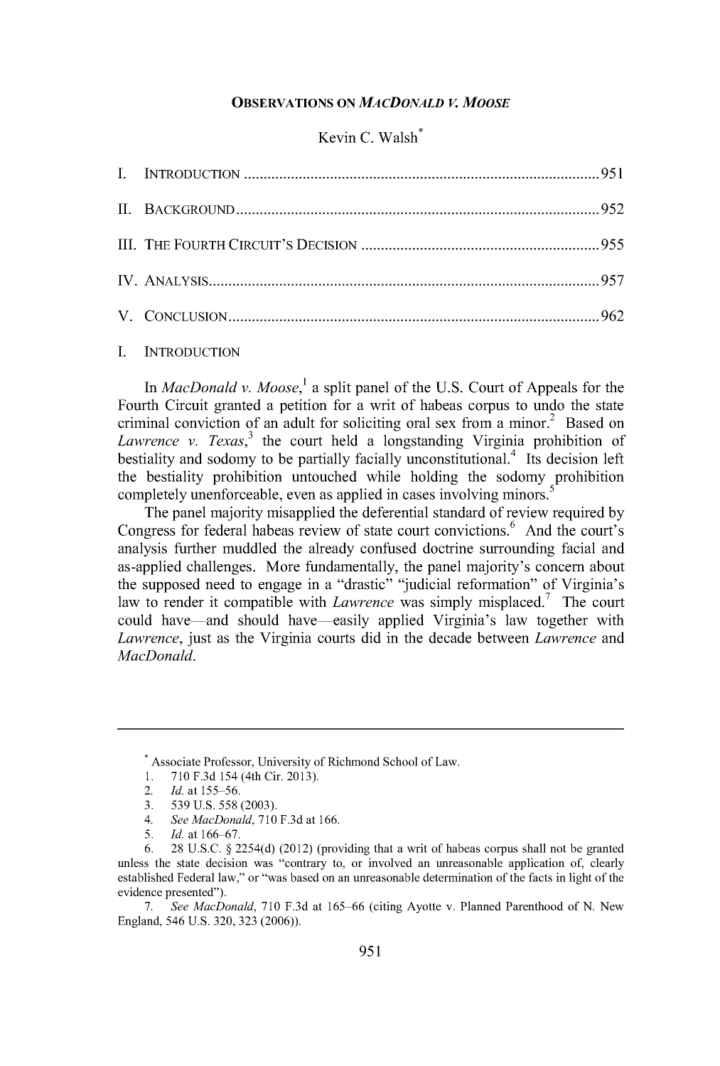# OBSERVATIONS ON *MACDONALD V. MOOSE*

Kevin C. Walsh*

I. INTRODUCTION ........................................................................................ 951

II. BACKGROUND .......................................................................................... 952

III. THE FOURTH CIRCUIT'S DECISION ........................................................ 955

IV. ANALYSIS ................................................................................................. 957

V. CONCLUSION ............................................................................................ 962

## I. INTRODUCTION

In *MacDonald v. Moose*,[1] a split panel of the U.S. Court of Appeals for the Fourth Circuit granted a petition for a writ of habeas corpus to undo the state criminal conviction of an adult for soliciting oral sex from a minor.[2] Based on *Lawrence v. Texas*,[3] the court held a longstanding Virginia prohibition of bestiality and sodomy to be partially facially unconstitutional.[4] Its decision left the bestiality prohibition untouched while holding the sodomy prohibition completely unenforceable, even as applied in cases involving minors.[5]

The panel majority misapplied the deferential standard of review required by Congress for federal habeas review of state court convictions.[6] And the court's analysis further muddled the already confused doctrine surrounding facial and as-applied challenges. More fundamentally, the panel majority's concern about the supposed need to engage in a "drastic" "judicial reformation" of Virginia's law to render it compatible with *Lawrence* was simply misplaced.[7] The court could have—and should have—easily applied Virginia's law together with *Lawrence*, just as the Virginia courts did in the decade between *Lawrence* and *MacDonald*.

---

\* Associate Professor, University of Richmond School of Law.

1. 710 F.3d 154 (4th Cir. 2013).

2. *Id.* at 155–56.

3. 539 U.S. 558 (2003).

4. *See MacDonald*, 710 F.3d at 166.

5. *Id.* at 166–67.

6. 28 U.S.C. § 2254(d) (2012) (providing that a writ of habeas corpus shall not be granted unless the state decision was "contrary to, or involved an unreasonable application of, clearly established Federal law," or "was based on an unreasonable determination of the facts in light of the evidence presented").

7. *See MacDonald*, 710 F.3d at 165–66 (citing Ayotte v. Planned Parenthood of N. New England, 546 U.S. 320, 323 (2006)).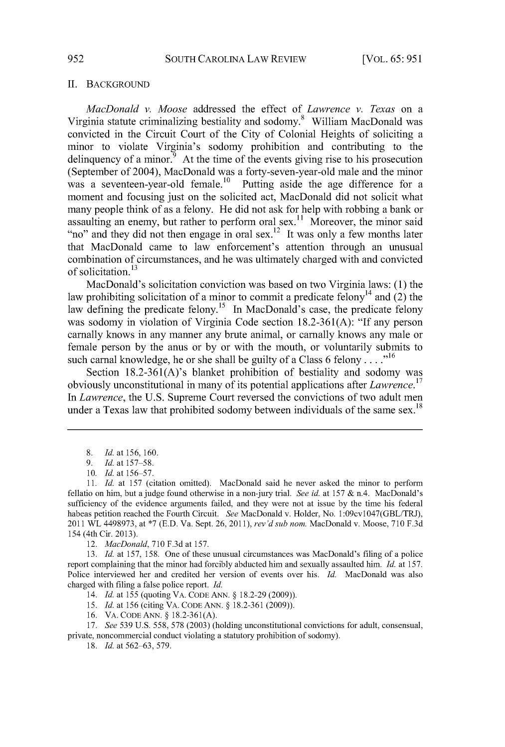## II. BACKGROUND

*MacDonald v. Moose* addressed the effect of *Lawrence v. Texas* on a Virginia statute criminalizing bestiality and sodomy.[8] William MacDonald was convicted in the Circuit Court of the City of Colonial Heights of soliciting a minor to violate Virginia's sodomy prohibition and contributing to the delinquency of a minor.[9] At the time of the events giving rise to his prosecution (September of 2004), MacDonald was a forty-seven-year-old male and the minor was a seventeen-year-old female.[10] Putting aside the age difference for a moment and focusing just on the solicited act, MacDonald did not solicit what many people think of as a felony. He did not ask for help with robbing a bank or assaulting an enemy, but rather to perform oral sex.[11] Moreover, the minor said "no" and they did not then engage in oral sex.[12] It was only a few months later that MacDonald came to law enforcement's attention through an unusual combination of circumstances, and he was ultimately charged with and convicted of solicitation.[13]

MacDonald's solicitation conviction was based on two Virginia laws: (1) the law prohibiting solicitation of a minor to commit a predicate felony[14] and (2) the law defining the predicate felony.[15] In MacDonald's case, the predicate felony was sodomy in violation of Virginia Code section 18.2-361(A): "If any person carnally knows in any manner any brute animal, or carnally knows any male or female person by the anus or by or with the mouth, or voluntarily submits to such carnal knowledge, he or she shall be guilty of a Class 6 felony . . . ."[16]

Section 18.2-361(A)'s blanket prohibition of bestiality and sodomy was obviously unconstitutional in many of its potential applications after *Lawrence*.[17] In *Lawrence*, the U.S. Supreme Court reversed the convictions of two adult men under a Texas law that prohibited sodomy between individuals of the same sex.[18]

---

8. *Id.* at 156, 160.

9. *Id.* at 157–58.

10. *Id.* at 156–57.

11. *Id.* at 157 (citation omitted). MacDonald said he never asked the minor to perform fellatio on him, but a judge found otherwise in a non-jury trial. *See id.* at 157 & n.4. MacDonald's sufficiency of the evidence arguments failed, and they were not at issue by the time his federal habeas petition reached the Fourth Circuit. *See* MacDonald v. Holder, No. 1:09cv1047(GBL/TRJ), 2011 WL 4498973, at *7 (E.D. Va. Sept. 26, 2011), *rev'd sub nom.* MacDonald v. Moose, 710 F.3d 154 (4th Cir. 2013).

12. *MacDonald*, 710 F.3d at 157.

13. *Id.* at 157, 158. One of these unusual circumstances was MacDonald's filing of a police report complaining that the minor had forcibly abducted him and sexually assaulted him. *Id.* at 157. Police interviewed her and credited her version of events over his. *Id.* MacDonald was also charged with filing a false police report. *Id.*

14. *Id.* at 155 (quoting VA. CODE ANN. § 18.2-29 (2009)).

15. *Id.* at 156 (citing VA. CODE ANN. § 18.2-361 (2009)).

16. VA. CODE ANN. § 18.2-361(A).

17. *See* 539 U.S. 558, 578 (2003) (holding unconstitutional convictions for adult, consensual, private, noncommercial conduct violating a statutory prohibition of sodomy).

18. *Id.* at 562–63, 579.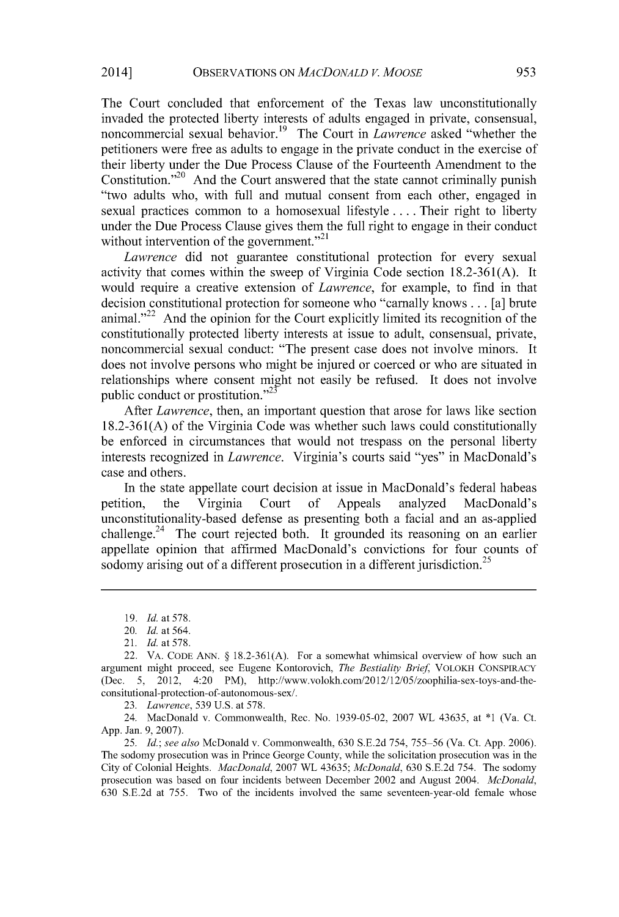The Court concluded that enforcement of the Texas law unconstitutionally invaded the protected liberty interests of adults engaged in private, consensual, noncommercial sexual behavior.[19] The Court in *Lawrence* asked "whether the petitioners were free as adults to engage in the private conduct in the exercise of their liberty under the Due Process Clause of the Fourteenth Amendment to the Constitution."[20] And the Court answered that the state cannot criminally punish "two adults who, with full and mutual consent from each other, engaged in sexual practices common to a homosexual lifestyle . . . . Their right to liberty under the Due Process Clause gives them the full right to engage in their conduct without intervention of the government."[21]

*Lawrence* did not guarantee constitutional protection for every sexual activity that comes within the sweep of Virginia Code section 18.2-361(A). It would require a creative extension of *Lawrence*, for example, to find in that decision constitutional protection for someone who "carnally knows . . . [a] brute animal."[22] And the opinion for the Court explicitly limited its recognition of the constitutionally protected liberty interests at issue to adult, consensual, private, noncommercial sexual conduct: "The present case does not involve minors. It does not involve persons who might be injured or coerced or who are situated in relationships where consent might not easily be refused. It does not involve public conduct or prostitution."[23]

After *Lawrence*, then, an important question that arose for laws like section 18.2-361(A) of the Virginia Code was whether such laws could constitutionally be enforced in circumstances that would not trespass on the personal liberty interests recognized in *Lawrence*. Virginia's courts said "yes" in MacDonald's case and others.

In the state appellate court decision at issue in MacDonald's federal habeas petition, the Virginia Court of Appeals analyzed MacDonald's unconstitutionality-based defense as presenting both a facial and an as-applied challenge.[24] The court rejected both. It grounded its reasoning on an earlier appellate opinion that affirmed MacDonald's convictions for four counts of sodomy arising out of a different prosecution in a different jurisdiction.[25]

---

19. *Id.* at 578.

20. *Id.* at 564.

21. *Id.* at 578.

22. VA. CODE ANN. § 18.2-361(A). For a somewhat whimsical overview of how such an argument might proceed, see Eugene Kontorovich, *The Bestiality Brief*, VOLOKH CONSPIRACY (Dec. 5, 2012, 4:20 PM), http://www.volokh.com/2012/12/05/zoophilia-sex-toys-and-the-consitutional-protection-of-autonomous-sex/.

23. *Lawrence*, 539 U.S. at 578.

24. MacDonald v. Commonwealth, Rec. No. 1939-05-02, 2007 WL 43635, at *1 (Va. Ct. App. Jan. 9, 2007).

25. *Id.*; *see also* McDonald v. Commonwealth, 630 S.E.2d 754, 755–56 (Va. Ct. App. 2006). The sodomy prosecution was in Prince George County, while the solicitation prosecution was in the City of Colonial Heights. *MacDonald*, 2007 WL 43635; *McDonald*, 630 S.E.2d 754. The sodomy prosecution was based on four incidents between December 2002 and August 2004. *McDonald*, 630 S.E.2d at 755. Two of the incidents involved the same seventeen-year-old female whose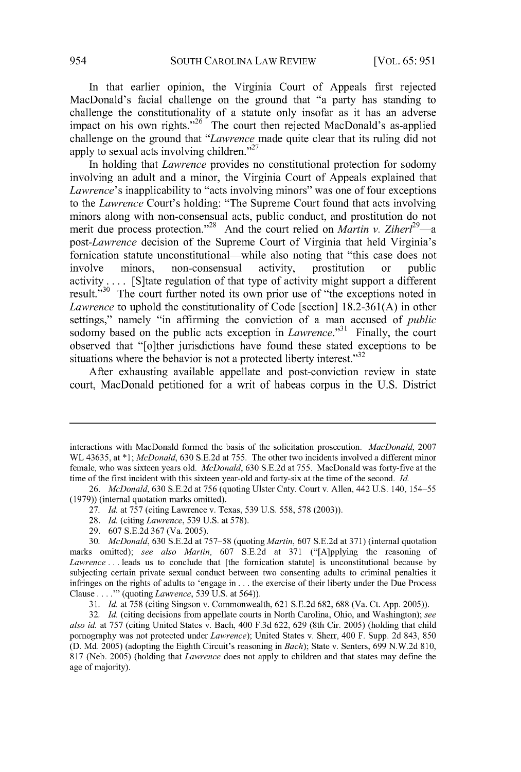In that earlier opinion, the Virginia Court of Appeals first rejected MacDonald's facial challenge on the ground that "a party has standing to challenge the constitutionality of a statute only insofar as it has an adverse impact on his own rights."[26] The court then rejected MacDonald's as-applied challenge on the ground that "*Lawrence* made quite clear that its ruling did not apply to sexual acts involving children."[27]

In holding that *Lawrence* provides no constitutional protection for sodomy involving an adult and a minor, the Virginia Court of Appeals explained that *Lawrence*'s inapplicability to "acts involving minors" was one of four exceptions to the *Lawrence* Court's holding: "The Supreme Court found that acts involving minors along with non-consensual acts, public conduct, and prostitution do not merit due process protection."[28] And the court relied on *Martin v. Ziherl*[29]—a post-*Lawrence* decision of the Supreme Court of Virginia that held Virginia's fornication statute unconstitutional—while also noting that "this case does not involve minors, non-consensual activity, prostitution or public activity. . . . [S]tate regulation of that type of activity might support a different result."[30] The court further noted its own prior use of "the exceptions noted in *Lawrence* to uphold the constitutionality of Code [section] 18.2-361(A) in other settings," namely "in affirming the conviction of a man accused of *public* sodomy based on the public acts exception in *Lawrence*."[31] Finally, the court observed that "[o]ther jurisdictions have found these stated exceptions to be situations where the behavior is not a protected liberty interest."[32]

After exhausting available appellate and post-conviction review in state court, MacDonald petitioned for a writ of habeas corpus in the U.S. District

---

interactions with MacDonald formed the basis of the solicitation prosecution. *MacDonald*, 2007 WL 43635, at \*1; *McDonald*, 630 S.E.2d at 755. The other two incidents involved a different minor female, who was sixteen years old. *McDonald*, 630 S.E.2d at 755. MacDonald was forty-five at the time of the first incident with this sixteen year-old and forty-six at the time of the second. *Id.*

26. *McDonald*, 630 S.E.2d at 756 (quoting Ulster Cnty. Court v. Allen, 442 U.S. 140, 154–55 (1979)) (internal quotation marks omitted).

27. *Id.* at 757 (citing Lawrence v. Texas, 539 U.S. 558, 578 (2003)).

28. *Id.* (citing *Lawrence*, 539 U.S. at 578).

29. 607 S.E.2d 367 (Va. 2005).

30. *McDonald*, 630 S.E.2d at 757–58 (quoting *Martin*, 607 S.E.2d at 371) (internal quotation marks omitted); *see also Martin*, 607 S.E.2d at 371 ("[A]pplying the reasoning of *Lawrence* . . . leads us to conclude that [the fornication statute] is unconstitutional because by subjecting certain private sexual conduct between two consenting adults to criminal penalties it infringes on the rights of adults to 'engage in . . . the exercise of their liberty under the Due Process Clause . . . .'" (quoting *Lawrence*, 539 U.S. at 564)).

31. *Id.* at 758 (citing Singson v. Commonwealth, 621 S.E.2d 682, 688 (Va. Ct. App. 2005)).

32. *Id.* (citing decisions from appellate courts in North Carolina, Ohio, and Washington); *see also id.* at 757 (citing United States v. Bach, 400 F.3d 622, 629 (8th Cir. 2005) (holding that child pornography was not protected under *Lawrence*); United States v. Sherr, 400 F. Supp. 2d 843, 850 (D. Md. 2005) (adopting the Eighth Circuit's reasoning in *Bach*); State v. Senters, 699 N.W.2d 810, 817 (Neb. 2005) (holding that *Lawrence* does not apply to children and that states may define the age of majority).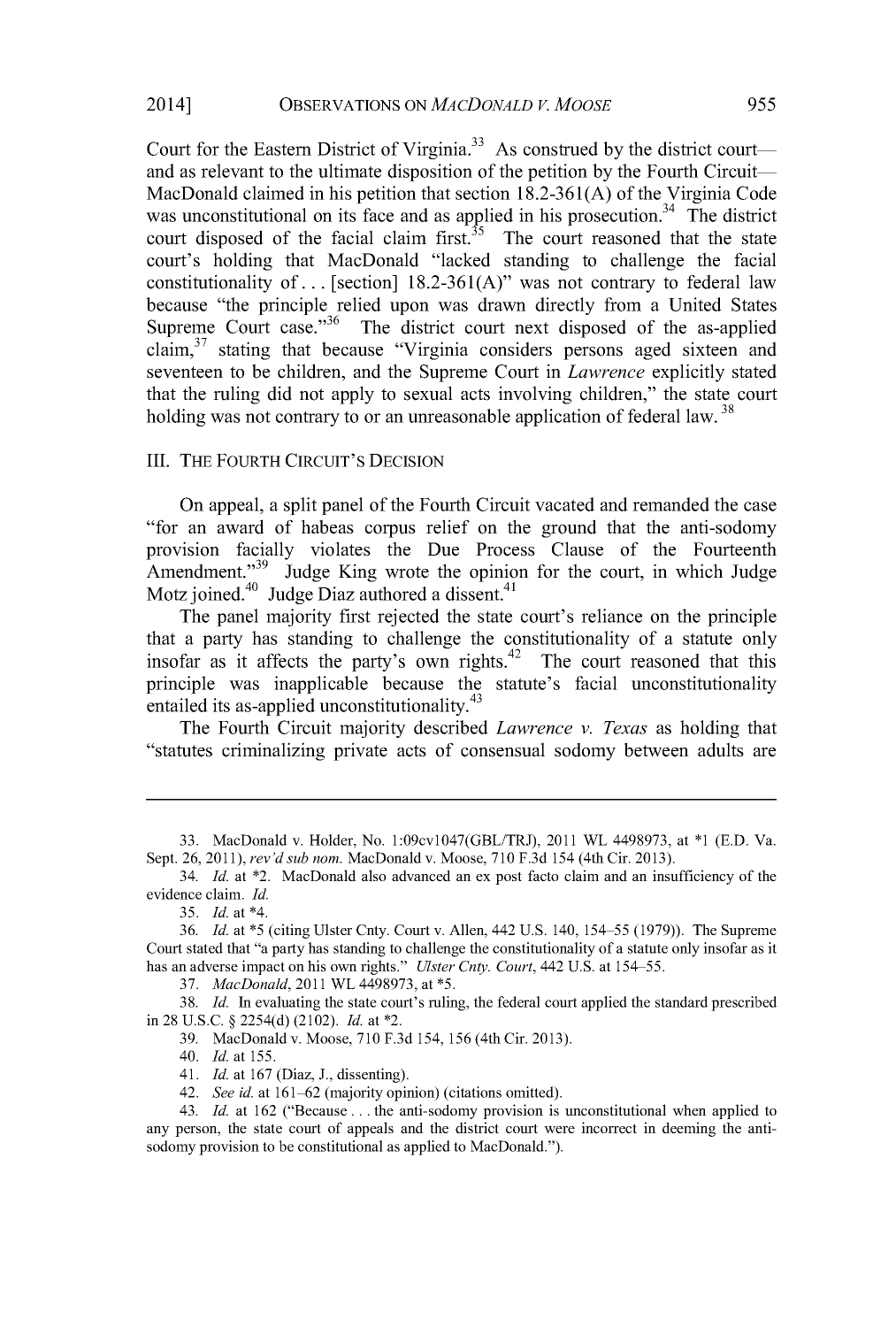Court for the Eastern District of Virginia.[33] As construed by the district court—and as relevant to the ultimate disposition of the petition by the Fourth Circuit—MacDonald claimed in his petition that section 18.2-361(A) of the Virginia Code was unconstitutional on its face and as applied in his prosecution.[34] The district court disposed of the facial claim first.[35] The court reasoned that the state court's holding that MacDonald "lacked standing to challenge the facial constitutionality of . . . [section] 18.2-361(A)" was not contrary to federal law because "the principle relied upon was drawn directly from a United States Supreme Court case."[36] The district court next disposed of the as-applied claim,[37] stating that because "Virginia considers persons aged sixteen and seventeen to be children, and the Supreme Court in *Lawrence* explicitly stated that the ruling did not apply to sexual acts involving children," the state court holding was not contrary to or an unreasonable application of federal law.[38]

## III. THE FOURTH CIRCUIT'S DECISION

On appeal, a split panel of the Fourth Circuit vacated and remanded the case "for an award of habeas corpus relief on the ground that the anti-sodomy provision facially violates the Due Process Clause of the Fourteenth Amendment."[39] Judge King wrote the opinion for the court, in which Judge Motz joined.[40] Judge Diaz authored a dissent.[41]

The panel majority first rejected the state court's reliance on the principle that a party has standing to challenge the constitutionality of a statute only insofar as it affects the party's own rights.[42] The court reasoned that this principle was inapplicable because the statute's facial unconstitutionality entailed its as-applied unconstitutionality.[43]

The Fourth Circuit majority described *Lawrence v. Texas* as holding that "statutes criminalizing private acts of consensual sodomy between adults are

---

33. MacDonald v. Holder, No. 1:09cv1047(GBL/TRJ), 2011 WL 4498973, at *1 (E.D. Va. Sept. 26, 2011), *rev'd sub nom.* MacDonald v. Moose, 710 F.3d 154 (4th Cir. 2013).

34. *Id.* at *2. MacDonald also advanced an ex post facto claim and an insufficiency of the evidence claim. *Id.*

35. *Id.* at *4.

36. *Id.* at *5 (citing Ulster Cnty. Court v. Allen, 442 U.S. 140, 154–55 (1979)). The Supreme Court stated that "a party has standing to challenge the constitutionality of a statute only insofar as it has an adverse impact on his own rights." *Ulster Cnty. Court*, 442 U.S. at 154–55.

37. *MacDonald*, 2011 WL 4498973, at *5.

38. *Id.* In evaluating the state court's ruling, the federal court applied the standard prescribed in 28 U.S.C. § 2254(d) (2102). *Id.* at *2.

39. MacDonald v. Moose, 710 F.3d 154, 156 (4th Cir. 2013).

40. *Id.* at 155.

41. *Id.* at 167 (Diaz, J., dissenting).

42. *See id.* at 161–62 (majority opinion) (citations omitted).

43. *Id.* at 162 ("Because . . . the anti-sodomy provision is unconstitutional when applied to any person, the state court of appeals and the district court were incorrect in deeming the anti-sodomy provision to be constitutional as applied to MacDonald.").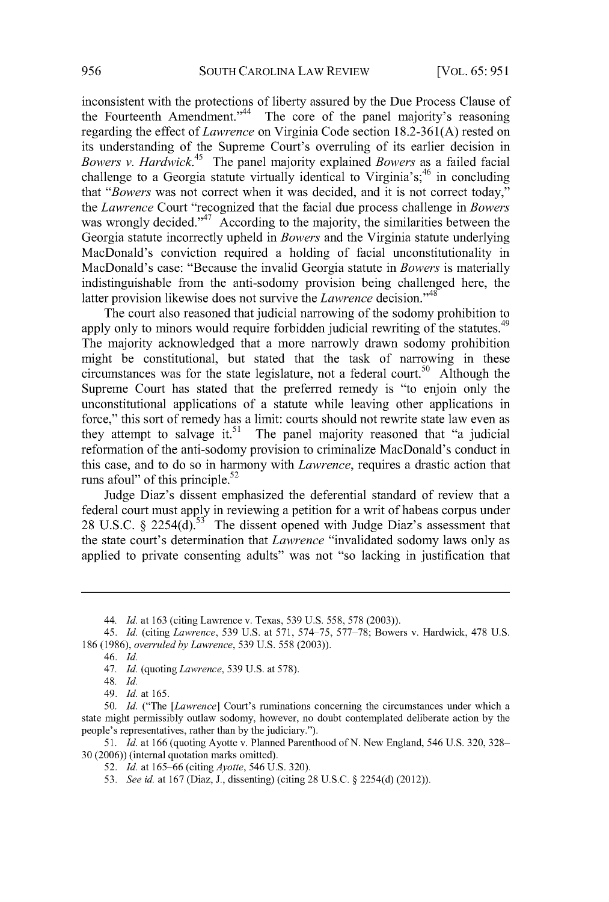inconsistent with the protections of liberty assured by the Due Process Clause of the Fourteenth Amendment."[44] The core of the panel majority's reasoning regarding the effect of *Lawrence* on Virginia Code section 18.2-361(A) rested on its understanding of the Supreme Court's overruling of its earlier decision in *Bowers v. Hardwick*.[45] The panel majority explained *Bowers* as a failed facial challenge to a Georgia statute virtually identical to Virginia's;[46] in concluding that "*Bowers* was not correct when it was decided, and it is not correct today," the *Lawrence* Court "recognized that the facial due process challenge in *Bowers* was wrongly decided."[47] According to the majority, the similarities between the Georgia statute incorrectly upheld in *Bowers* and the Virginia statute underlying MacDonald's conviction required a holding of facial unconstitutionality in MacDonald's case: "Because the invalid Georgia statute in *Bowers* is materially indistinguishable from the anti-sodomy provision being challenged here, the latter provision likewise does not survive the *Lawrence* decision."[48]

The court also reasoned that judicial narrowing of the sodomy prohibition to apply only to minors would require forbidden judicial rewriting of the statutes.[49] The majority acknowledged that a more narrowly drawn sodomy prohibition might be constitutional, but stated that the task of narrowing in these circumstances was for the state legislature, not a federal court.[50] Although the Supreme Court has stated that the preferred remedy is "to enjoin only the unconstitutional applications of a statute while leaving other applications in force," this sort of remedy has a limit: courts should not rewrite state law even as they attempt to salvage it.[51] The panel majority reasoned that "a judicial reformation of the anti-sodomy provision to criminalize MacDonald's conduct in this case, and to do so in harmony with *Lawrence*, requires a drastic action that runs afoul" of this principle.[52]

Judge Diaz's dissent emphasized the deferential standard of review that a federal court must apply in reviewing a petition for a writ of habeas corpus under 28 U.S.C. § 2254(d).[53] The dissent opened with Judge Diaz's assessment that the state court's determination that *Lawrence* "invalidated sodomy laws only as applied to private consenting adults" was not "so lacking in justification that

---

44. *Id.* at 163 (citing Lawrence v. Texas, 539 U.S. 558, 578 (2003)).

45. *Id.* (citing *Lawrence*, 539 U.S. at 571, 574–75, 577–78; Bowers v. Hardwick, 478 U.S. 186 (1986), *overruled by Lawrence*, 539 U.S. 558 (2003)).

46. *Id.*

47. *Id.* (quoting *Lawrence*, 539 U.S. at 578).

48. *Id.*

49. *Id.* at 165.

50. *Id.* ("The [*Lawrence*] Court's ruminations concerning the circumstances under which a state might permissibly outlaw sodomy, however, no doubt contemplated deliberate action by the people's representatives, rather than by the judiciary.").

51. *Id.* at 166 (quoting Ayotte v. Planned Parenthood of N. New England, 546 U.S. 320, 328–30 (2006)) (internal quotation marks omitted).

52. *Id.* at 165–66 (citing *Ayotte*, 546 U.S. 320).

53. *See id.* at 167 (Diaz, J., dissenting) (citing 28 U.S.C. § 2254(d) (2012)).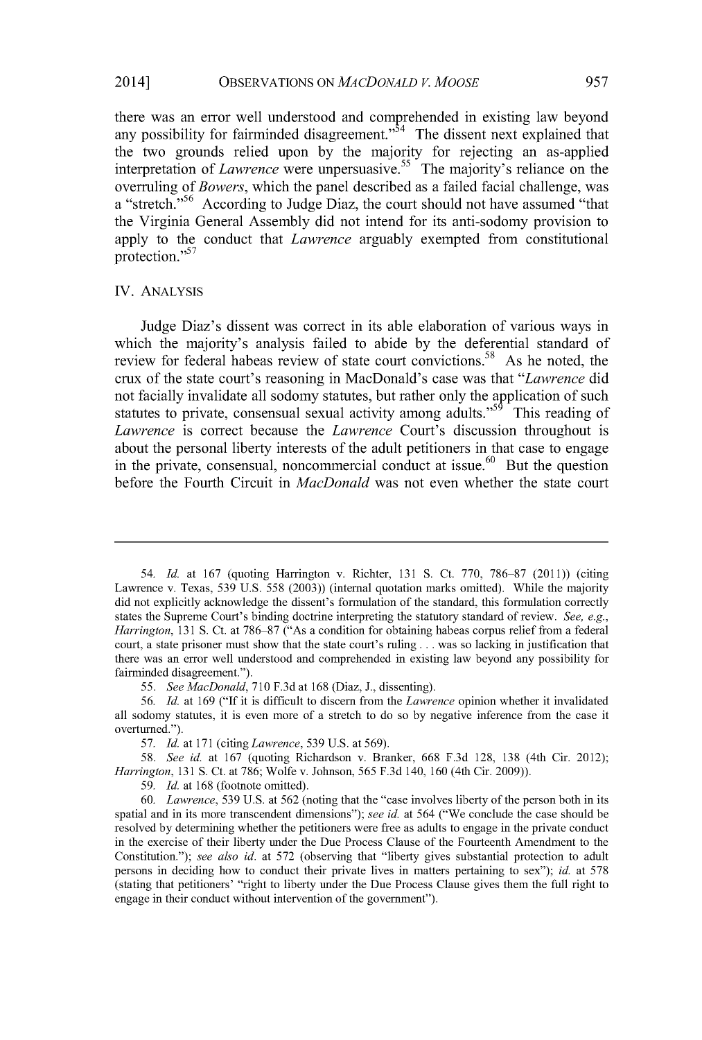there was an error well understood and comprehended in existing law beyond any possibility for fairminded disagreement."[54] The dissent next explained that the two grounds relied upon by the majority for rejecting an as-applied interpretation of *Lawrence* were unpersuasive.[55] The majority's reliance on the overruling of *Bowers*, which the panel described as a failed facial challenge, was a "stretch."[56] According to Judge Diaz, the court should not have assumed "that the Virginia General Assembly did not intend for its anti-sodomy provision to apply to the conduct that *Lawrence* arguably exempted from constitutional protection."[57]

## IV. Analysis

Judge Diaz's dissent was correct in its able elaboration of various ways in which the majority's analysis failed to abide by the deferential standard of review for federal habeas review of state court convictions.[58] As he noted, the crux of the state court's reasoning in MacDonald's case was that "*Lawrence* did not facially invalidate all sodomy statutes, but rather only the application of such statutes to private, consensual sexual activity among adults."[59] This reading of *Lawrence* is correct because the *Lawrence* Court's discussion throughout is about the personal liberty interests of the adult petitioners in that case to engage in the private, consensual, noncommercial conduct at issue.[60] But the question before the Fourth Circuit in *MacDonald* was not even whether the state court

---

54. *Id.* at 167 (quoting Harrington v. Richter, 131 S. Ct. 770, 786–87 (2011)) (citing Lawrence v. Texas, 539 U.S. 558 (2003)) (internal quotation marks omitted). While the majority did not explicitly acknowledge the dissent's formulation of the standard, this formulation correctly states the Supreme Court's binding doctrine interpreting the statutory standard of review. *See, e.g.*, *Harrington*, 131 S. Ct. at 786–87 ("As a condition for obtaining habeas corpus relief from a federal court, a state prisoner must show that the state court's ruling . . . was so lacking in justification that there was an error well understood and comprehended in existing law beyond any possibility for fairminded disagreement.").

55. *See MacDonald*, 710 F.3d at 168 (Diaz, J., dissenting).

56. *Id.* at 169 ("If it is difficult to discern from the *Lawrence* opinion whether it invalidated all sodomy statutes, it is even more of a stretch to do so by negative inference from the case it overturned.").

57. *Id.* at 171 (citing *Lawrence*, 539 U.S. at 569).

58. *See id.* at 167 (quoting Richardson v. Branker, 668 F.3d 128, 138 (4th Cir. 2012); *Harrington*, 131 S. Ct. at 786; Wolfe v. Johnson, 565 F.3d 140, 160 (4th Cir. 2009)).

59. *Id.* at 168 (footnote omitted).

60. *Lawrence*, 539 U.S. at 562 (noting that the "case involves liberty of the person both in its spatial and in its more transcendent dimensions"); *see id.* at 564 ("We conclude the case should be resolved by determining whether the petitioners were free as adults to engage in the private conduct in the exercise of their liberty under the Due Process Clause of the Fourteenth Amendment to the Constitution."); *see also id.* at 572 (observing that "liberty gives substantial protection to adult persons in deciding how to conduct their private lives in matters pertaining to sex"); *id.* at 578 (stating that petitioners' "right to liberty under the Due Process Clause gives them the full right to engage in their conduct without intervention of the government").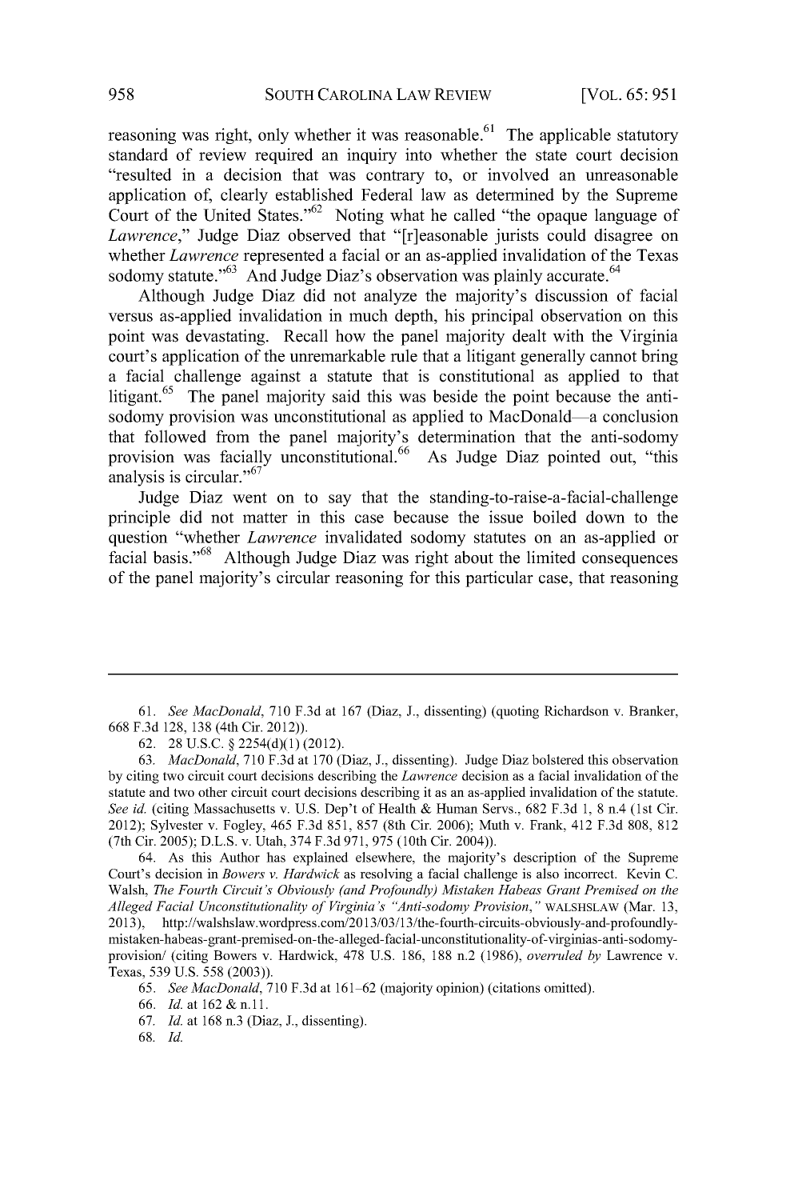reasoning was right, only whether it was reasonable.[61] The applicable statutory standard of review required an inquiry into whether the state court decision "resulted in a decision that was contrary to, or involved an unreasonable application of, clearly established Federal law as determined by the Supreme Court of the United States."[62] Noting what he called "the opaque language of *Lawrence*," Judge Diaz observed that "[r]easonable jurists could disagree on whether *Lawrence* represented a facial or an as-applied invalidation of the Texas sodomy statute."[63] And Judge Diaz's observation was plainly accurate.[64]

Although Judge Diaz did not analyze the majority's discussion of facial versus as-applied invalidation in much depth, his principal observation on this point was devastating. Recall how the panel majority dealt with the Virginia court's application of the unremarkable rule that a litigant generally cannot bring a facial challenge against a statute that is constitutional as applied to that litigant.[65] The panel majority said this was beside the point because the anti-sodomy provision was unconstitutional as applied to MacDonald—a conclusion that followed from the panel majority's determination that the anti-sodomy provision was facially unconstitutional.[66] As Judge Diaz pointed out, "this analysis is circular."[67]

Judge Diaz went on to say that the standing-to-raise-a-facial-challenge principle did not matter in this case because the issue boiled down to the question "whether *Lawrence* invalidated sodomy statutes on an as-applied or facial basis."[68] Although Judge Diaz was right about the limited consequences of the panel majority's circular reasoning for this particular case, that reasoning

---

61. *See MacDonald*, 710 F.3d at 167 (Diaz, J., dissenting) (quoting Richardson v. Branker, 668 F.3d 128, 138 (4th Cir. 2012)).

62. 28 U.S.C. § 2254(d)(1) (2012).

63. *MacDonald*, 710 F.3d at 170 (Diaz, J., dissenting). Judge Diaz bolstered this observation by citing two circuit court decisions describing the *Lawrence* decision as a facial invalidation of the statute and two other circuit court decisions describing it as an as-applied invalidation of the statute. *See id.* (citing Massachusetts v. U.S. Dep't of Health & Human Servs., 682 F.3d 1, 8 n.4 (1st Cir. 2012); Sylvester v. Fogley, 465 F.3d 851, 857 (8th Cir. 2006); Muth v. Frank, 412 F.3d 808, 812 (7th Cir. 2005); D.L.S. v. Utah, 374 F.3d 971, 975 (10th Cir. 2004)).

64. As this Author has explained elsewhere, the majority's description of the Supreme Court's decision in *Bowers v. Hardwick* as resolving a facial challenge is also incorrect. Kevin C. Walsh, *The Fourth Circuit's Obviously (and Profoundly) Mistaken Habeas Grant Premised on the Alleged Facial Unconstitutionality of Virginia's "Anti-sodomy Provision,"* WALSHSLAW (Mar. 13, 2013), http://walshslaw.wordpress.com/2013/03/13/the-fourth-circuits-obviously-and-profoundly-mistaken-habeas-grant-premised-on-the-alleged-facial-unconstitutionality-of-virginias-anti-sodomy-provision/ (citing Bowers v. Hardwick, 478 U.S. 186, 188 n.2 (1986), *overruled by* Lawrence v. Texas, 539 U.S. 558 (2003)).

65. *See MacDonald*, 710 F.3d at 161–62 (majority opinion) (citations omitted).

66. *Id.* at 162 & n.11.

67. *Id.* at 168 n.3 (Diaz, J., dissenting).

68. *Id.*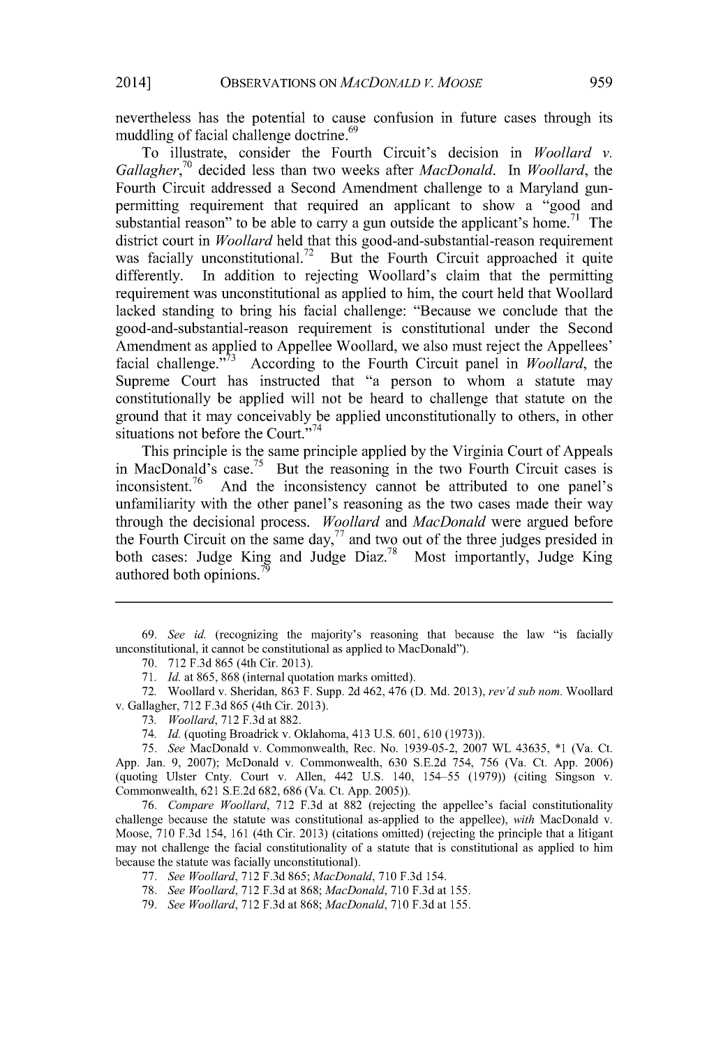nevertheless has the potential to cause confusion in future cases through its muddling of facial challenge doctrine.[69]

To illustrate, consider the Fourth Circuit's decision in *Woollard v. Gallagher*,[70] decided less than two weeks after *MacDonald*. In *Woollard*, the Fourth Circuit addressed a Second Amendment challenge to a Maryland gun-permitting requirement that required an applicant to show a "good and substantial reason" to be able to carry a gun outside the applicant's home.[71] The district court in *Woollard* held that this good-and-substantial-reason requirement was facially unconstitutional.[72] But the Fourth Circuit approached it quite differently. In addition to rejecting Woollard's claim that the permitting requirement was unconstitutional as applied to him, the court held that Woollard lacked standing to bring his facial challenge: "Because we conclude that the good-and-substantial-reason requirement is constitutional under the Second Amendment as applied to Appellee Woollard, we also must reject the Appellees' facial challenge."[73] According to the Fourth Circuit panel in *Woollard*, the Supreme Court has instructed that "a person to whom a statute may constitutionally be applied will not be heard to challenge that statute on the ground that it may conceivably be applied unconstitutionally to others, in other situations not before the Court."[74]

This principle is the same principle applied by the Virginia Court of Appeals in MacDonald's case.[75] But the reasoning in the two Fourth Circuit cases is inconsistent.[76] And the inconsistency cannot be attributed to one panel's unfamiliarity with the other panel's reasoning as the two cases made their way through the decisional process. *Woollard* and *MacDonald* were argued before the Fourth Circuit on the same day,[77] and two out of the three judges presided in both cases: Judge King and Judge Diaz.[78] Most importantly, Judge King authored both opinions.[79]

---

69. *See id.* (recognizing the majority's reasoning that because the law "is facially unconstitutional, it cannot be constitutional as applied to MacDonald").

70. 712 F.3d 865 (4th Cir. 2013).

71. *Id.* at 865, 868 (internal quotation marks omitted).

72. Woollard v. Sheridan, 863 F. Supp. 2d 462, 476 (D. Md. 2013), *rev'd sub nom.* Woollard v. Gallagher, 712 F.3d 865 (4th Cir. 2013).

73. *Woollard*, 712 F.3d at 882.

74. *Id.* (quoting Broadrick v. Oklahoma, 413 U.S. 601, 610 (1973)).

75. *See* MacDonald v. Commonwealth, Rec. No. 1939-05-2, 2007 WL 43635, *1 (Va. Ct. App. Jan. 9, 2007); McDonald v. Commonwealth, 630 S.E.2d 754, 756 (Va. Ct. App. 2006) (quoting Ulster Cnty. Court v. Allen, 442 U.S. 140, 154–55 (1979)) (citing Singson v. Commonwealth, 621 S.E.2d 682, 686 (Va. Ct. App. 2005)).

76. *Compare Woollard*, 712 F.3d at 882 (rejecting the appellee's facial constitutionality challenge because the statute was constitutional as-applied to the appellee), *with* MacDonald v. Moose, 710 F.3d 154, 161 (4th Cir. 2013) (citations omitted) (rejecting the principle that a litigant may not challenge the facial constitutionality of a statute that is constitutional as applied to him because the statute was facially unconstitutional).

77. *See Woollard*, 712 F.3d 865; *MacDonald*, 710 F.3d 154.

78. *See Woollard*, 712 F.3d at 868; *MacDonald*, 710 F.3d at 155.

79. *See Woollard*, 712 F.3d at 868; *MacDonald*, 710 F.3d at 155.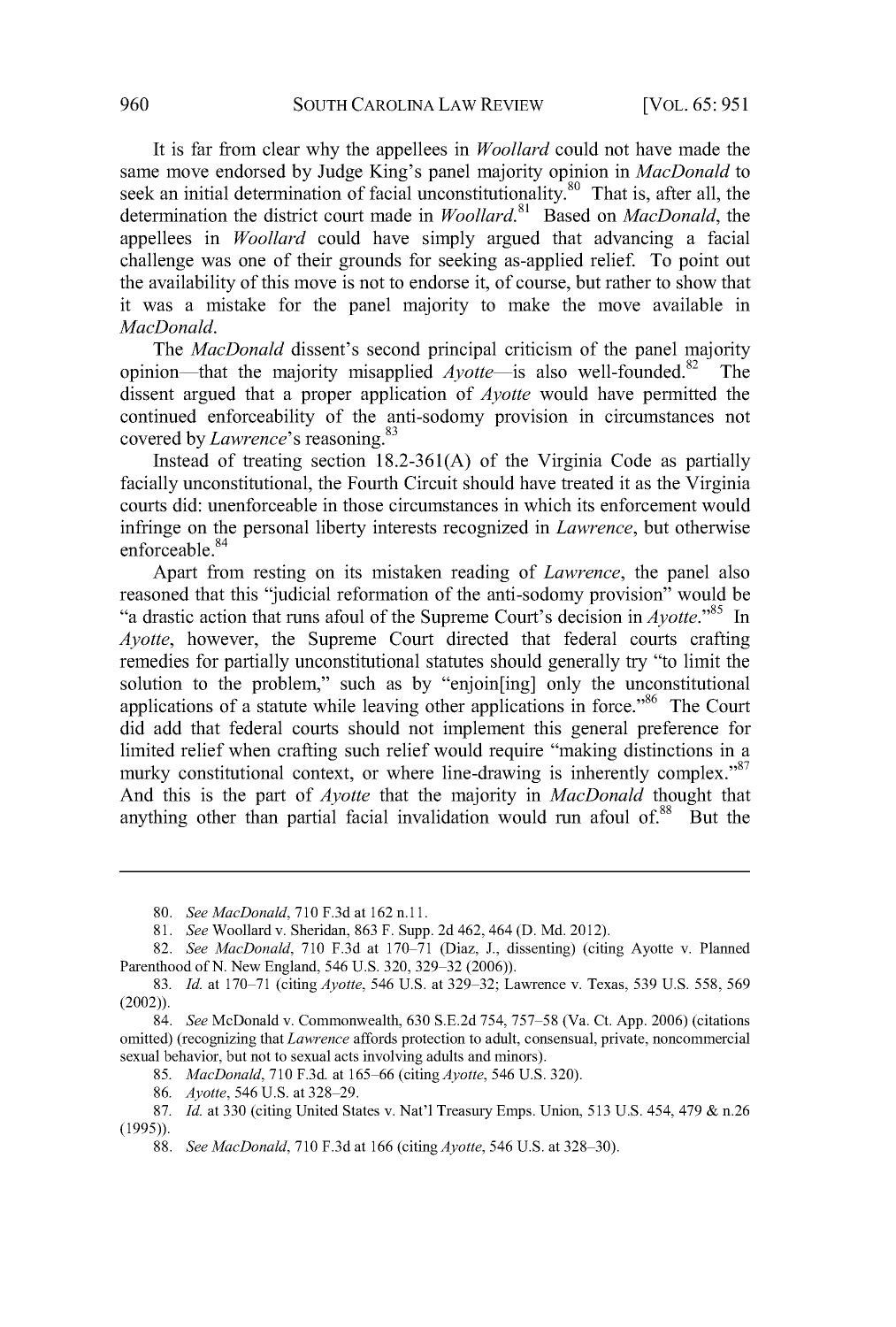It is far from clear why the appellees in *Woollard* could not have made the same move endorsed by Judge King's panel majority opinion in *MacDonald* to seek an initial determination of facial unconstitutionality.[80] That is, after all, the determination the district court made in *Woollard*.[81] Based on *MacDonald*, the appellees in *Woollard* could have simply argued that advancing a facial challenge was one of their grounds for seeking as-applied relief. To point out the availability of this move is not to endorse it, of course, but rather to show that it was a mistake for the panel majority to make the move available in *MacDonald*.

The *MacDonald* dissent's second principal criticism of the panel majority opinion—that the majority misapplied *Ayotte*—is also well-founded.[82] The dissent argued that a proper application of *Ayotte* would have permitted the continued enforceability of the anti-sodomy provision in circumstances not covered by *Lawrence*'s reasoning.[83]

Instead of treating section 18.2-361(A) of the Virginia Code as partially facially unconstitutional, the Fourth Circuit should have treated it as the Virginia courts did: unenforceable in those circumstances in which its enforcement would infringe on the personal liberty interests recognized in *Lawrence*, but otherwise enforceable.[84]

Apart from resting on its mistaken reading of *Lawrence*, the panel also reasoned that this "judicial reformation of the anti-sodomy provision" would be "a drastic action that runs afoul of the Supreme Court's decision in *Ayotte*."[85] In *Ayotte*, however, the Supreme Court directed that federal courts crafting remedies for partially unconstitutional statutes should generally try "to limit the solution to the problem," such as by "enjoin[ing] only the unconstitutional applications of a statute while leaving other applications in force."[86] The Court did add that federal courts should not implement this general preference for limited relief when crafting such relief would require "making distinctions in a murky constitutional context, or where line-drawing is inherently complex."[87] And this is the part of *Ayotte* that the majority in *MacDonald* thought that anything other than partial facial invalidation would run afoul of.[88] But the

---

80. *See MacDonald*, 710 F.3d at 162 n.11.

81. *See* Woollard v. Sheridan, 863 F. Supp. 2d 462, 464 (D. Md. 2012).

82. *See MacDonald*, 710 F.3d at 170–71 (Diaz, J., dissenting) (citing Ayotte v. Planned Parenthood of N. New England, 546 U.S. 320, 329–32 (2006)).

83. *Id.* at 170–71 (citing *Ayotte*, 546 U.S. at 329–32; Lawrence v. Texas, 539 U.S. 558, 569 (2002)).

84. *See* McDonald v. Commonwealth, 630 S.E.2d 754, 757–58 (Va. Ct. App. 2006) (citations omitted) (recognizing that *Lawrence* affords protection to adult, consensual, private, noncommercial sexual behavior, but not to sexual acts involving adults and minors).

85. *MacDonald*, 710 F.3d. at 165–66 (citing *Ayotte*, 546 U.S. 320).

86. *Ayotte*, 546 U.S. at 328–29.

87. *Id.* at 330 (citing United States v. Nat'l Treasury Emps. Union, 513 U.S. 454, 479 & n.26 (1995)).

88. *See MacDonald*, 710 F.3d at 166 (citing *Ayotte*, 546 U.S. at 328–30).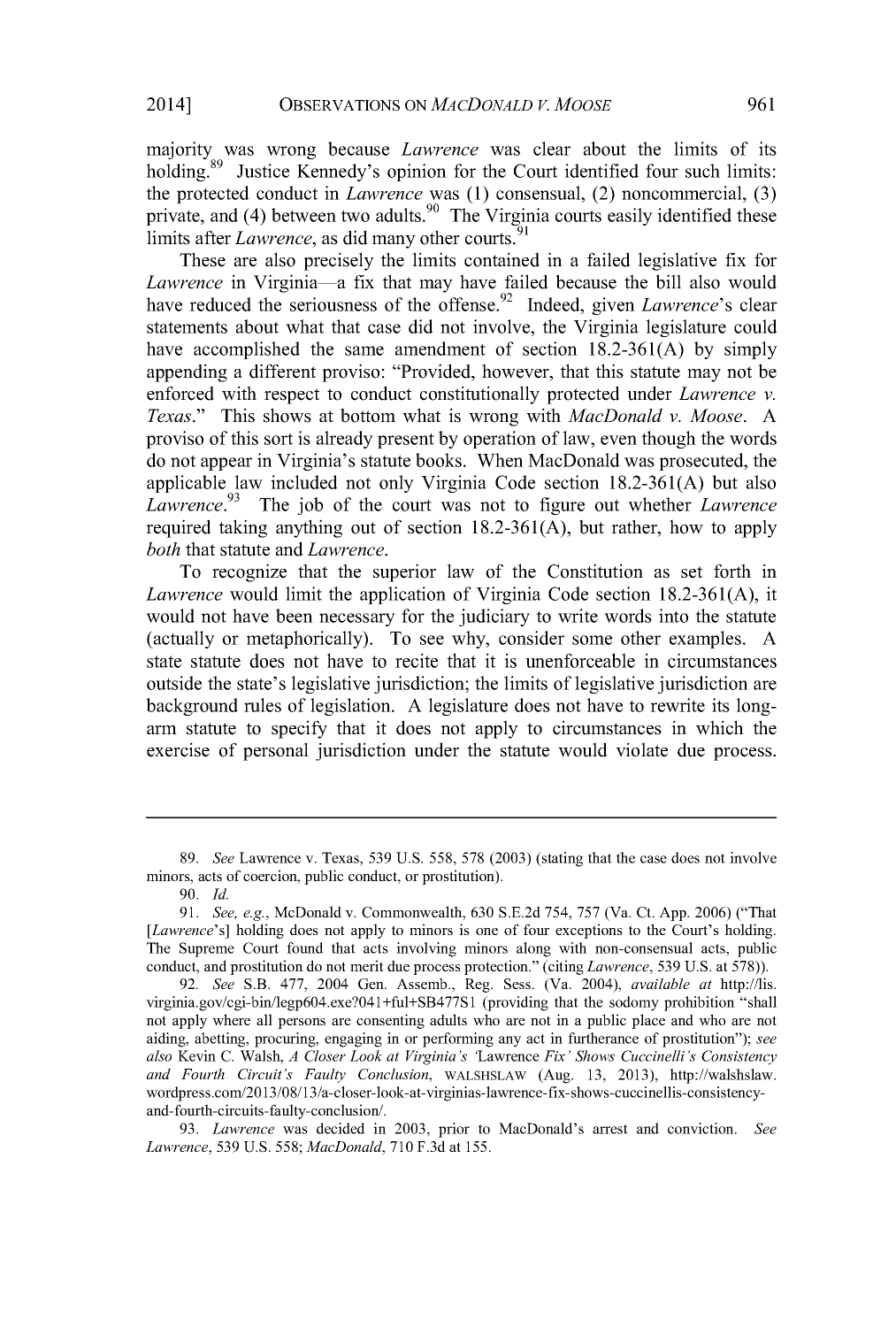majority was wrong because *Lawrence* was clear about the limits of its holding.[89] Justice Kennedy's opinion for the Court identified four such limits: the protected conduct in *Lawrence* was (1) consensual, (2) noncommercial, (3) private, and (4) between two adults.[90] The Virginia courts easily identified these limits after *Lawrence*, as did many other courts.[91]

These are also precisely the limits contained in a failed legislative fix for *Lawrence* in Virginia—a fix that may have failed because the bill also would have reduced the seriousness of the offense.[92] Indeed, given *Lawrence*'s clear statements about what that case did not involve, the Virginia legislature could have accomplished the same amendment of section 18.2-361(A) by simply appending a different proviso: "Provided, however, that this statute may not be enforced with respect to conduct constitutionally protected under *Lawrence v. Texas*." This shows at bottom what is wrong with *MacDonald v. Moose*. A proviso of this sort is already present by operation of law, even though the words do not appear in Virginia's statute books. When MacDonald was prosecuted, the applicable law included not only Virginia Code section 18.2-361(A) but also *Lawrence*.[93] The job of the court was not to figure out whether *Lawrence* required taking anything out of section 18.2-361(A), but rather, how to apply *both* that statute and *Lawrence*.

To recognize that the superior law of the Constitution as set forth in *Lawrence* would limit the application of Virginia Code section 18.2-361(A), it would not have been necessary for the judiciary to write words into the statute (actually or metaphorically). To see why, consider some other examples. A state statute does not have to recite that it is unenforceable in circumstances outside the state's legislative jurisdiction; the limits of legislative jurisdiction are background rules of legislation. A legislature does not have to rewrite its long-arm statute to specify that it does not apply to circumstances in which the exercise of personal jurisdiction under the statute would violate due process.

---

89. *See* Lawrence v. Texas, 539 U.S. 558, 578 (2003) (stating that the case does not involve minors, acts of coercion, public conduct, or prostitution).

90. *Id.*

91. *See, e.g.*, McDonald v. Commonwealth, 630 S.E.2d 754, 757 (Va. Ct. App. 2006) ("That [*Lawrence*'s] holding does not apply to minors is one of four exceptions to the Court's holding. The Supreme Court found that acts involving minors along with non-consensual acts, public conduct, and prostitution do not merit due process protection." (citing *Lawrence*, 539 U.S. at 578)).

92. *See* S.B. 477, 2004 Gen. Assemb., Reg. Sess. (Va. 2004), *available at* http://lis.virginia.gov/cgi-bin/legp604.exe?041+ful+SB477S1 (providing that the sodomy prohibition "shall not apply where all persons are consenting adults who are not in a public place and who are not aiding, abetting, procuring, engaging in or performing any act in furtherance of prostitution"); *see also* Kevin C. Walsh, *A Closer Look at Virginia's '*Lawrence *Fix' Shows Cuccinelli's Consistency and Fourth Circuit's Faulty Conclusion*, WALSHSLAW (Aug. 13, 2013), http://walshslaw.wordpress.com/2013/08/13/a-closer-look-at-virginias-lawrence-fix-shows-cuccinellis-consistency-and-fourth-circuits-faulty-conclusion/.

93. *Lawrence* was decided in 2003, prior to MacDonald's arrest and conviction. *See Lawrence*, 539 U.S. 558; *MacDonald*, 710 F.3d at 155.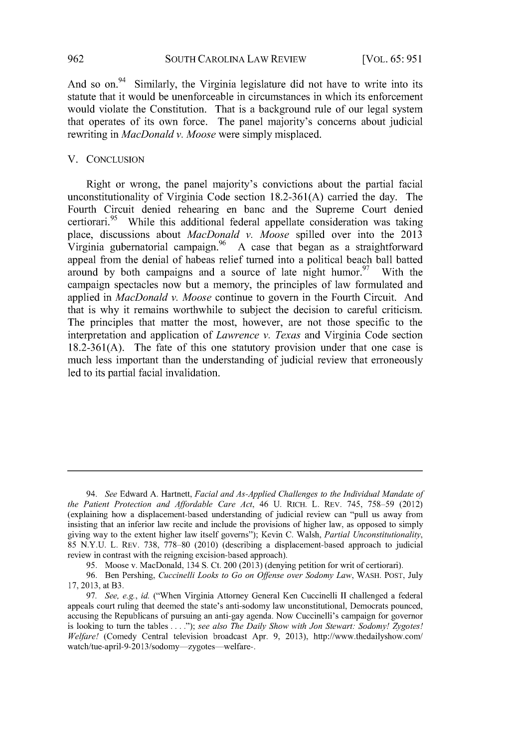And so on.[94] Similarly, the Virginia legislature did not have to write into its statute that it would be unenforceable in circumstances in which its enforcement would violate the Constitution. That is a background rule of our legal system that operates of its own force. The panel majority's concerns about judicial rewriting in *MacDonald v. Moose* were simply misplaced.

## V. CONCLUSION

Right or wrong, the panel majority's convictions about the partial facial unconstitutionality of Virginia Code section 18.2-361(A) carried the day. The Fourth Circuit denied rehearing en banc and the Supreme Court denied certiorari.[95] While this additional federal appellate consideration was taking place, discussions about *MacDonald v. Moose* spilled over into the 2013 Virginia gubernatorial campaign.[96] A case that began as a straightforward appeal from the denial of habeas relief turned into a political beach ball batted around by both campaigns and a source of late night humor.[97] With the campaign spectacles now but a memory, the principles of law formulated and applied in *MacDonald v. Moose* continue to govern in the Fourth Circuit. And that is why it remains worthwhile to subject the decision to careful criticism. The principles that matter the most, however, are not those specific to the interpretation and application of *Lawrence v. Texas* and Virginia Code section 18.2-361(A). The fate of this one statutory provision under that one case is much less important than the understanding of judicial review that erroneously led to its partial facial invalidation.

---

94. *See* Edward A. Hartnett, *Facial and As-Applied Challenges to the Individual Mandate of the Patient Protection and Affordable Care Act*, 46 U. RICH. L. REV. 745, 758–59 (2012) (explaining how a displacement-based understanding of judicial review can "pull us away from insisting that an inferior law recite and include the provisions of higher law, as opposed to simply giving way to the extent higher law itself governs"); Kevin C. Walsh, *Partial Unconstitutionality*, 85 N.Y.U. L. REV. 738, 778–80 (2010) (describing a displacement-based approach to judicial review in contrast with the reigning excision-based approach).

95. Moose v. MacDonald, 134 S. Ct. 200 (2013) (denying petition for writ of certiorari).

96. Ben Pershing, *Cuccinelli Looks to Go on Offense over Sodomy Law*, WASH. POST, July 17, 2013, at B3.

97. *See, e.g.*, *id.* ("When Virginia Attorney General Ken Cuccinelli II challenged a federal appeals court ruling that deemed the state's anti-sodomy law unconstitutional, Democrats pounced, accusing the Republicans of pursuing an anti-gay agenda. Now Cuccinelli's campaign for governor is looking to turn the tables . . . ."); *see also The Daily Show with Jon Stewart: Sodomy! Zygotes! Welfare!* (Comedy Central television broadcast Apr. 9, 2013), http://www.thedailyshow.com/watch/tue-april-9-2013/sodomy—zygotes—welfare-.